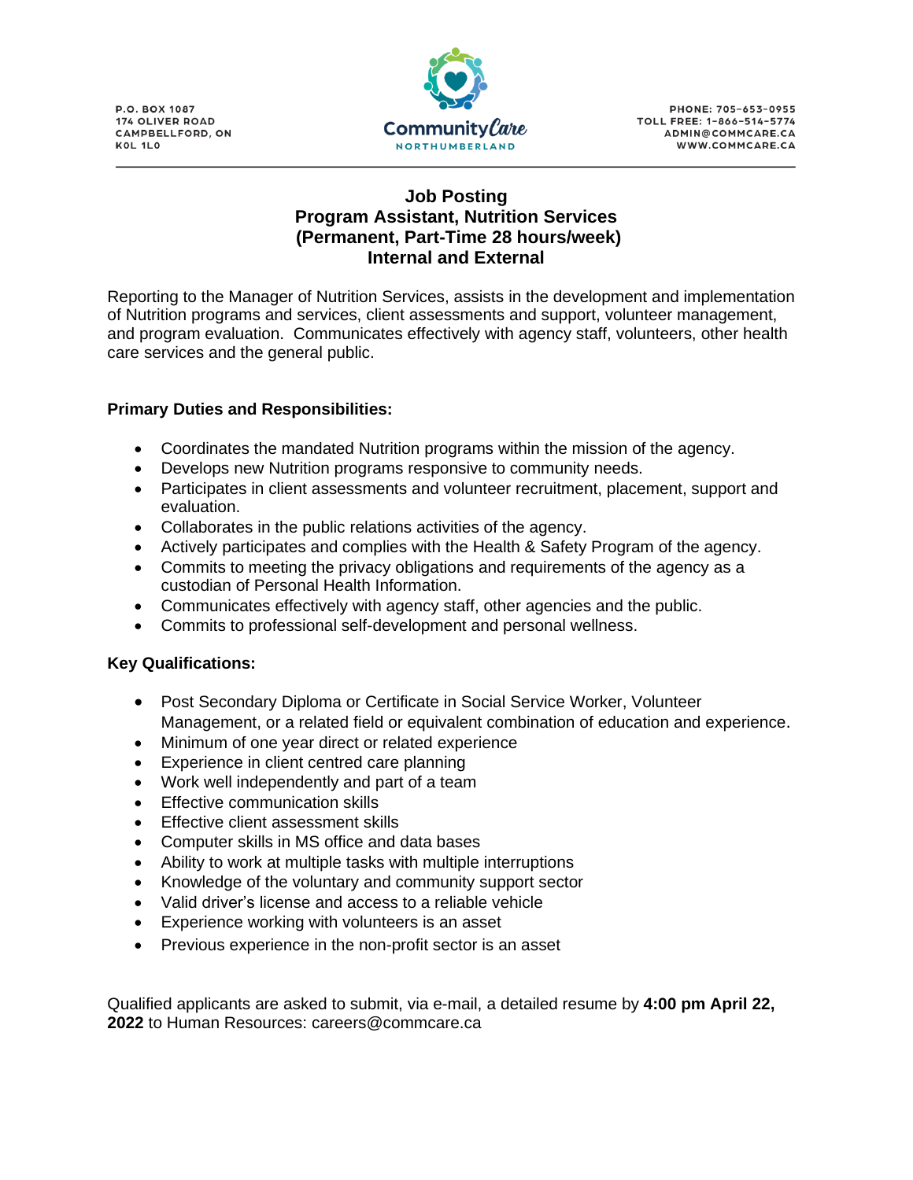P.O. BOX 1087
174 OLIVER ROAD
CAMPBELLFORD, ON
K0L 1L0

**Community Care**
NORTHUMBERLAND

PHONE: 705-653-0955
TOLL FREE: 1-866-514-5774
ADMIN@COMMCARE.CA
WWW.COMMCARE.CA

# Job Posting
## Program Assistant, Nutrition Services
## (Permanent, Part-Time 28 hours/week)
## Internal and External

Reporting to the Manager of Nutrition Services, assists in the development and implementation of Nutrition programs and services, client assessments and support, volunteer management, and program evaluation. Communicates effectively with agency staff, volunteers, other health care services and the general public.

**Primary Duties and Responsibilities:**

- Coordinates the mandated Nutrition programs within the mission of the agency.
- Develops new Nutrition programs responsive to community needs.
- Participates in client assessments and volunteer recruitment, placement, support and evaluation.
- Collaborates in the public relations activities of the agency.
- Actively participates and complies with the Health & Safety Program of the agency.
- Commits to meeting the privacy obligations and requirements of the agency as a custodian of Personal Health Information.
- Communicates effectively with agency staff, other agencies and the public.
- Commits to professional self-development and personal wellness.

**Key Qualifications:**

- Post Secondary Diploma or Certificate in Social Service Worker, Volunteer Management, or a related field or equivalent combination of education and experience.
- Minimum of one year direct or related experience
- Experience in client centred care planning
- Work well independently and part of a team
- Effective communication skills
- Effective client assessment skills
- Computer skills in MS office and data bases
- Ability to work at multiple tasks with multiple interruptions
- Knowledge of the voluntary and community support sector
- Valid driver's license and access to a reliable vehicle
- Experience working with volunteers is an asset
- Previous experience in the non-profit sector is an asset

Qualified applicants are asked to submit, via e-mail, a detailed resume by **4:00 pm April 22, 2022** to Human Resources: careers@commcare.ca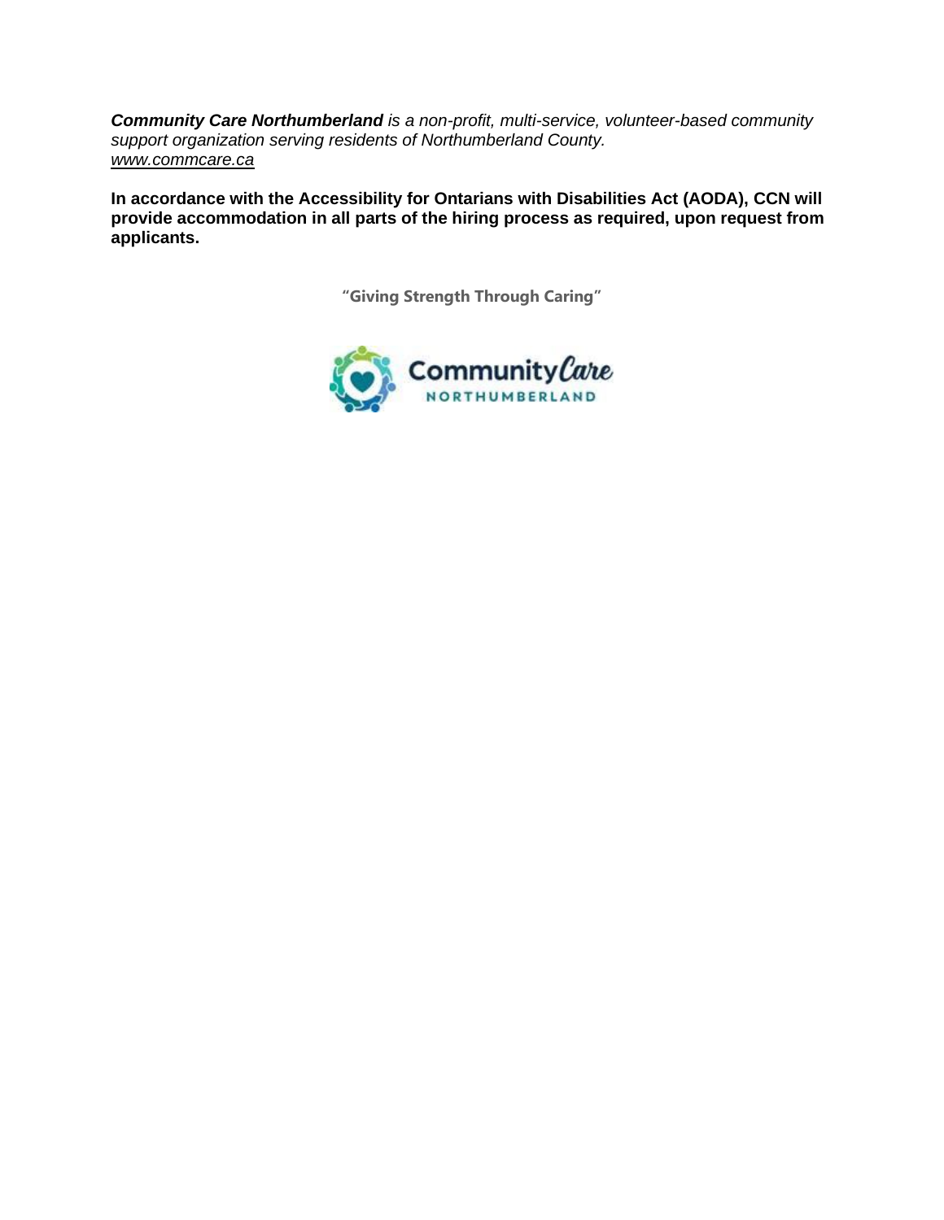***Community Care Northumberland*** *is a non-profit, multi-service, volunteer-based community support organization serving residents of Northumberland County.*
*www.commcare.ca*

**In accordance with the Accessibility for Ontarians with Disabilities Act (AODA), CCN will provide accommodation in all parts of the hiring process as required, upon request from applicants.**

**"Giving Strength Through Caring"**

Community Care
NORTHUMBERLAND